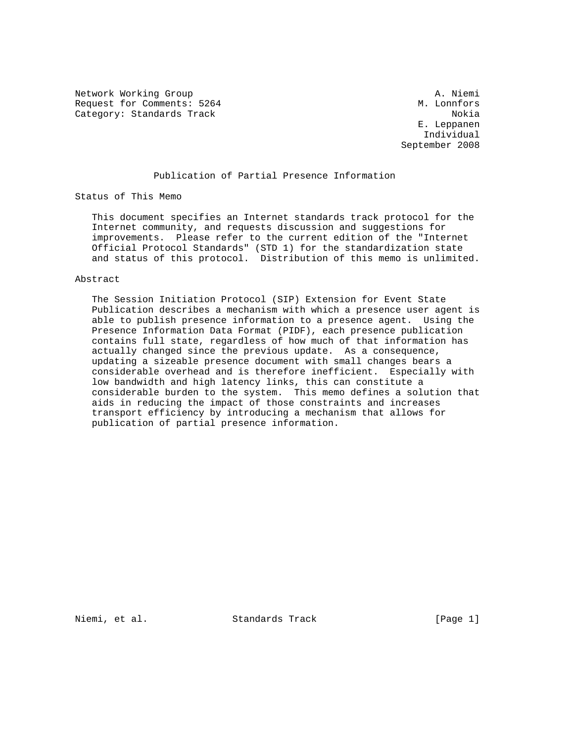Network Working Group A. Niemi
Request for Comments: 5264 M. Lonnfors
Category: Standards Track Nokia
E. Leppanen
Individual
September 2008

# Publication of Partial Presence Information

## Status of This Memo

This document specifies an Internet standards track protocol for the Internet community, and requests discussion and suggestions for improvements. Please refer to the current edition of the "Internet Official Protocol Standards" (STD 1) for the standardization state and status of this protocol. Distribution of this memo is unlimited.

## Abstract

The Session Initiation Protocol (SIP) Extension for Event State Publication describes a mechanism with which a presence user agent is able to publish presence information to a presence agent. Using the Presence Information Data Format (PIDF), each presence publication contains full state, regardless of how much of that information has actually changed since the previous update. As a consequence, updating a sizeable presence document with small changes bears a considerable overhead and is therefore inefficient. Especially with low bandwidth and high latency links, this can constitute a considerable burden to the system. This memo defines a solution that aids in reducing the impact of those constraints and increases transport efficiency by introducing a mechanism that allows for publication of partial presence information.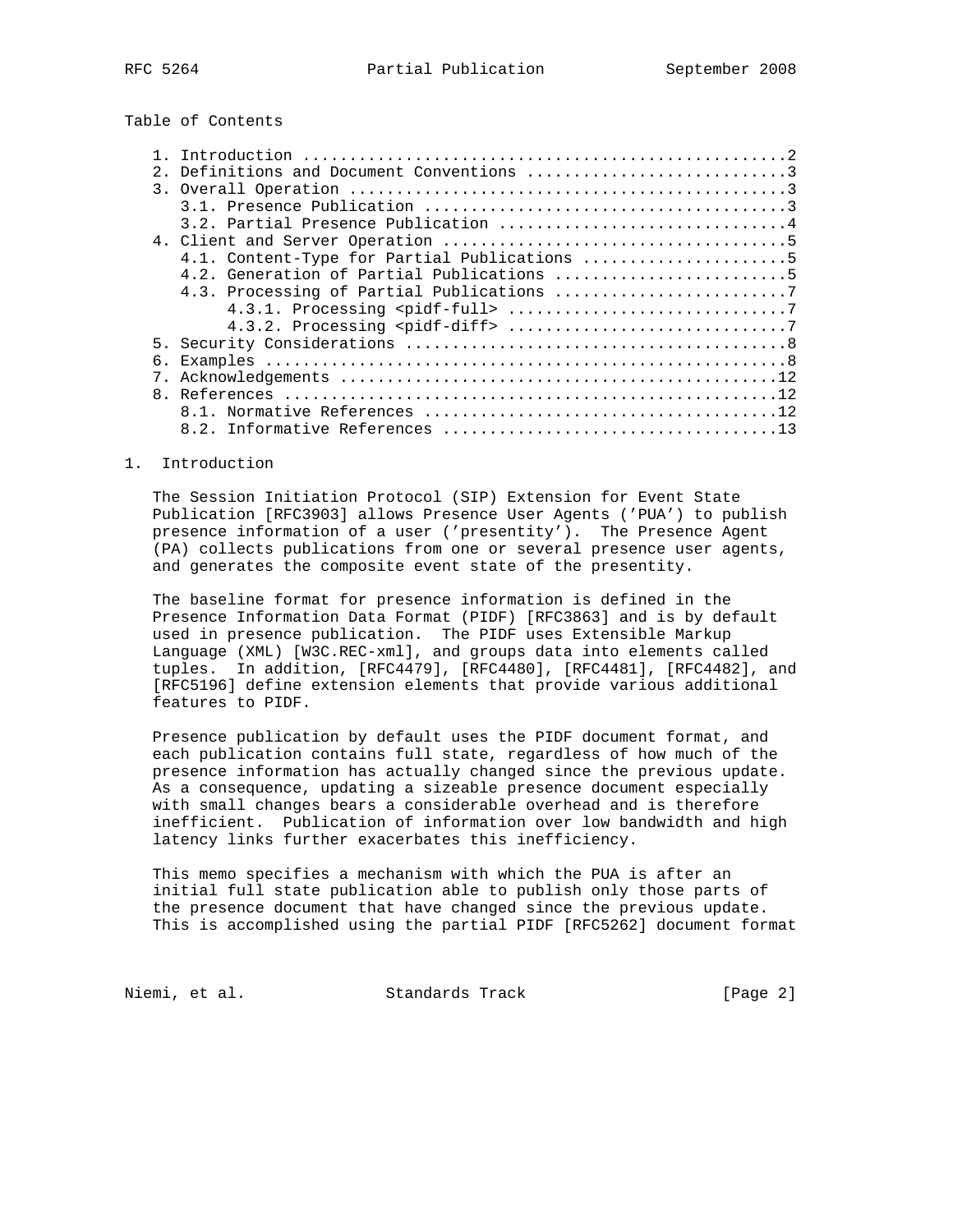Table of Contents

```
   1. Introduction ....................................................2
   2. Definitions and Document Conventions ............................3
   3. Overall Operation ...............................................3
      3.1. Presence Publication .......................................3
      3.2. Partial Presence Publication ...............................4
   4. Client and Server Operation .....................................5
      4.1. Content-Type for Partial Publications ......................5
      4.2. Generation of Partial Publications .........................5
      4.3. Processing of Partial Publications .........................7
           4.3.1. Processing <pidf-full> ..............................7
           4.3.2. Processing <pidf-diff> ..............................7
   5. Security Considerations .........................................8
   6. Examples ........................................................8
   7. Acknowledgements ...............................................12
   8. References .....................................................12
      8.1. Normative References ......................................12
      8.2. Informative References ....................................13
```

## 1. Introduction

The Session Initiation Protocol (SIP) Extension for Event State Publication [RFC3903] allows Presence User Agents ('PUA') to publish presence information of a user ('presentity'). The Presence Agent (PA) collects publications from one or several presence user agents, and generates the composite event state of the presentity.

The baseline format for presence information is defined in the Presence Information Data Format (PIDF) [RFC3863] and is by default used in presence publication. The PIDF uses Extensible Markup Language (XML) [W3C.REC-xml], and groups data into elements called tuples. In addition, [RFC4479], [RFC4480], [RFC4481], [RFC4482], and [RFC5196] define extension elements that provide various additional features to PIDF.

Presence publication by default uses the PIDF document format, and each publication contains full state, regardless of how much of the presence information has actually changed since the previous update. As a consequence, updating a sizeable presence document especially with small changes bears a considerable overhead and is therefore inefficient. Publication of information over low bandwidth and high latency links further exacerbates this inefficiency.

This memo specifies a mechanism with which the PUA is after an initial full state publication able to publish only those parts of the presence document that have changed since the previous update. This is accomplished using the partial PIDF [RFC5262] document format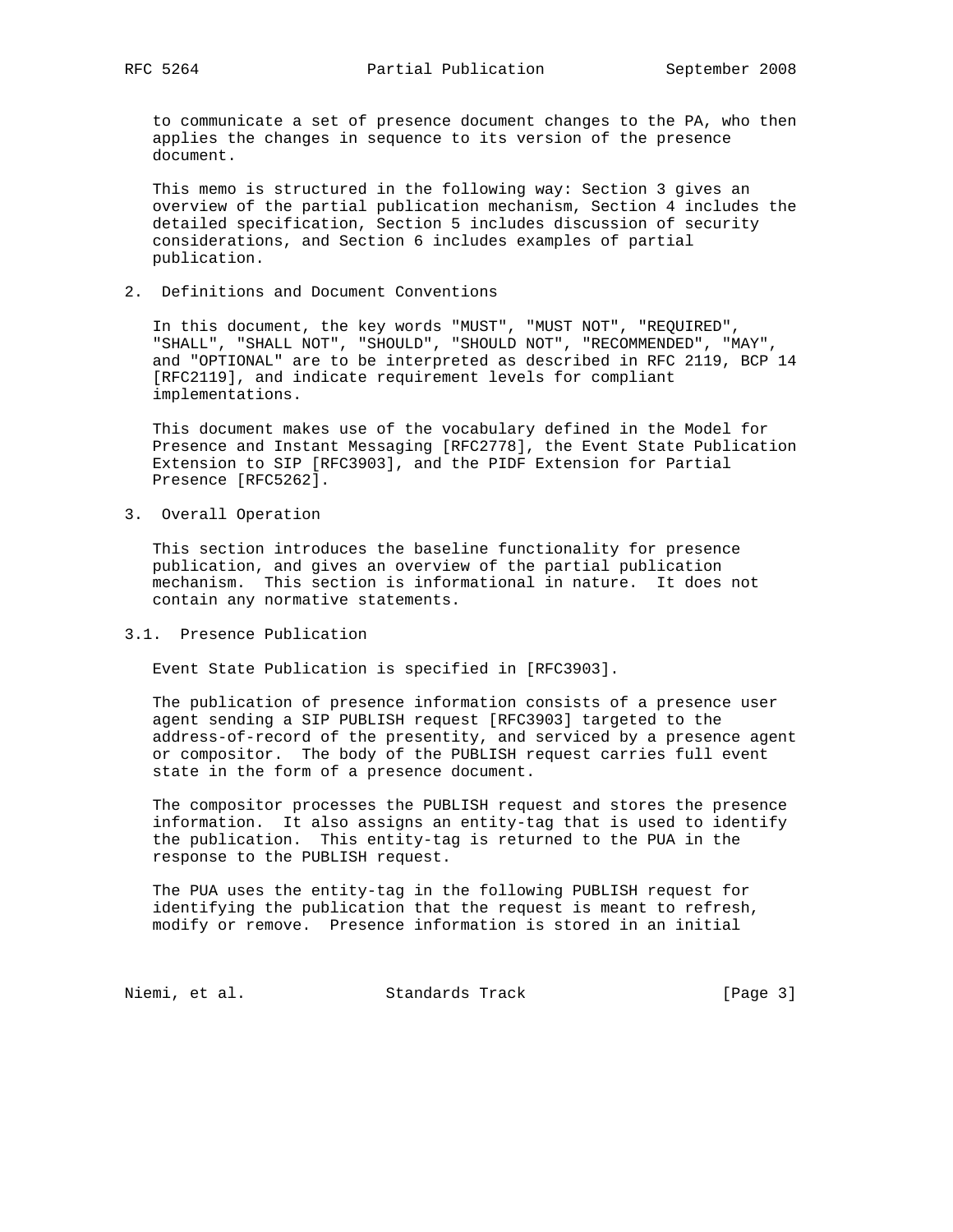to communicate a set of presence document changes to the PA, who then applies the changes in sequence to its version of the presence document.

This memo is structured in the following way: Section 3 gives an overview of the partial publication mechanism, Section 4 includes the detailed specification, Section 5 includes discussion of security considerations, and Section 6 includes examples of partial publication.

## 2. Definitions and Document Conventions

In this document, the key words "MUST", "MUST NOT", "REQUIRED", "SHALL", "SHALL NOT", "SHOULD", "SHOULD NOT", "RECOMMENDED", "MAY", and "OPTIONAL" are to be interpreted as described in RFC 2119, BCP 14 [RFC2119], and indicate requirement levels for compliant implementations.

This document makes use of the vocabulary defined in the Model for Presence and Instant Messaging [RFC2778], the Event State Publication Extension to SIP [RFC3903], and the PIDF Extension for Partial Presence [RFC5262].

## 3. Overall Operation

This section introduces the baseline functionality for presence publication, and gives an overview of the partial publication mechanism. This section is informational in nature. It does not contain any normative statements.

### 3.1. Presence Publication

Event State Publication is specified in [RFC3903].

The publication of presence information consists of a presence user agent sending a SIP PUBLISH request [RFC3903] targeted to the address-of-record of the presentity, and serviced by a presence agent or compositor. The body of the PUBLISH request carries full event state in the form of a presence document.

The compositor processes the PUBLISH request and stores the presence information. It also assigns an entity-tag that is used to identify the publication. This entity-tag is returned to the PUA in the response to the PUBLISH request.

The PUA uses the entity-tag in the following PUBLISH request for identifying the publication that the request is meant to refresh, modify or remove. Presence information is stored in an initial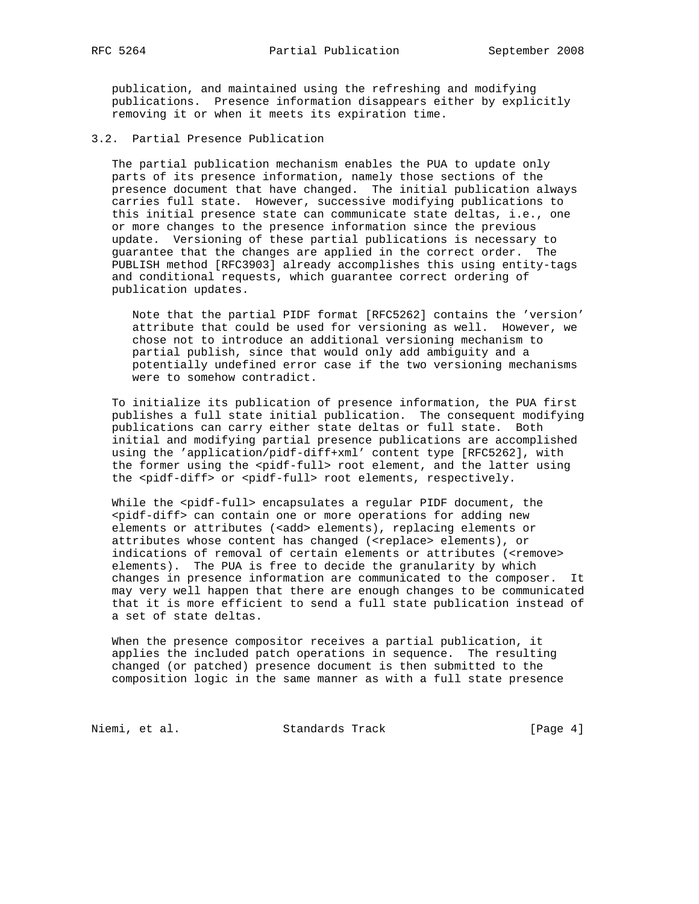publication, and maintained using the refreshing and modifying publications. Presence information disappears either by explicitly removing it or when it meets its expiration time.

### 3.2. Partial Presence Publication

The partial publication mechanism enables the PUA to update only parts of its presence information, namely those sections of the presence document that have changed. The initial publication always carries full state. However, successive modifying publications to this initial presence state can communicate state deltas, i.e., one or more changes to the presence information since the previous update. Versioning of these partial publications is necessary to guarantee that the changes are applied in the correct order. The PUBLISH method [RFC3903] already accomplishes this using entity-tags and conditional requests, which guarantee correct ordering of publication updates.

> Note that the partial PIDF format [RFC5262] contains the 'version' attribute that could be used for versioning as well. However, we chose not to introduce an additional versioning mechanism to partial publish, since that would only add ambiguity and a potentially undefined error case if the two versioning mechanisms were to somehow contradict.

To initialize its publication of presence information, the PUA first publishes a full state initial publication. The consequent modifying publications can carry either state deltas or full state. Both initial and modifying partial presence publications are accomplished using the 'application/pidf-diff+xml' content type [RFC5262], with the former using the <pidf-full> root element, and the latter using the <pidf-diff> or <pidf-full> root elements, respectively.

While the <pidf-full> encapsulates a regular PIDF document, the <pidf-diff> can contain one or more operations for adding new elements or attributes (<add> elements), replacing elements or attributes whose content has changed (<replace> elements), or indications of removal of certain elements or attributes (<remove> elements). The PUA is free to decide the granularity by which changes in presence information are communicated to the composer. It may very well happen that there are enough changes to be communicated that it is more efficient to send a full state publication instead of a set of state deltas.

When the presence compositor receives a partial publication, it applies the included patch operations in sequence. The resulting changed (or patched) presence document is then submitted to the composition logic in the same manner as with a full state presence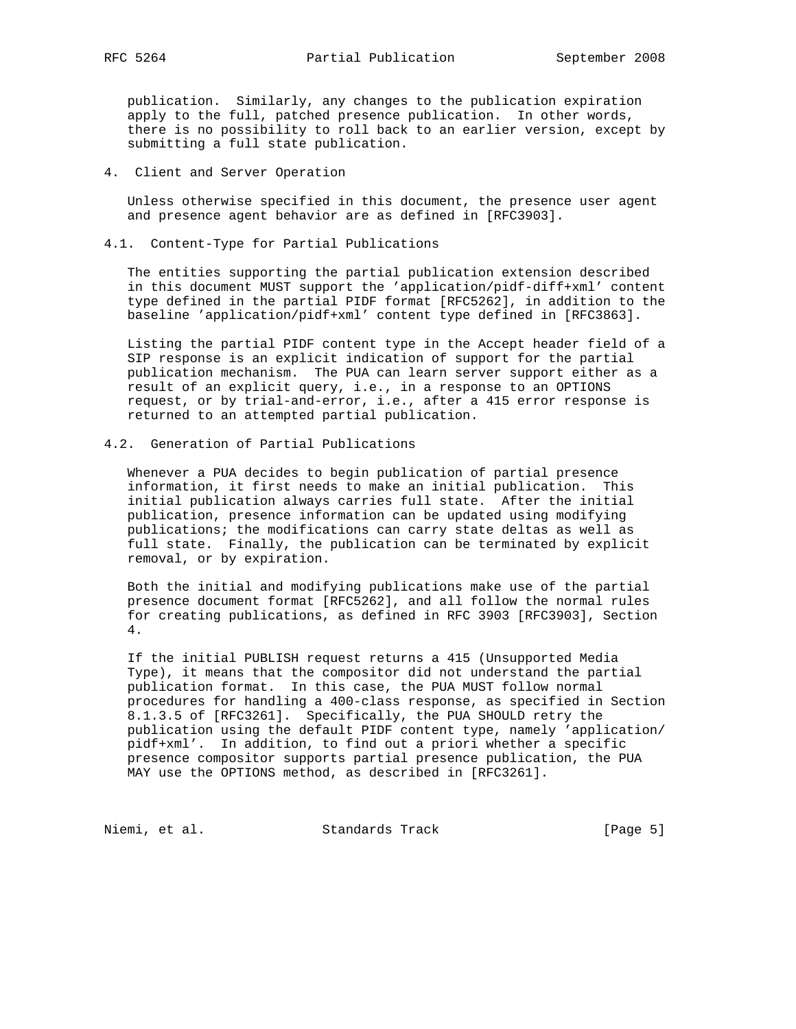publication. Similarly, any changes to the publication expiration apply to the full, patched presence publication. In other words, there is no possibility to roll back to an earlier version, except by submitting a full state publication.

## 4. Client and Server Operation

Unless otherwise specified in this document, the presence user agent and presence agent behavior are as defined in [RFC3903].

### 4.1. Content-Type for Partial Publications

The entities supporting the partial publication extension described in this document MUST support the 'application/pidf-diff+xml' content type defined in the partial PIDF format [RFC5262], in addition to the baseline 'application/pidf+xml' content type defined in [RFC3863].

Listing the partial PIDF content type in the Accept header field of a SIP response is an explicit indication of support for the partial publication mechanism. The PUA can learn server support either as a result of an explicit query, i.e., in a response to an OPTIONS request, or by trial-and-error, i.e., after a 415 error response is returned to an attempted partial publication.

### 4.2. Generation of Partial Publications

Whenever a PUA decides to begin publication of partial presence information, it first needs to make an initial publication. This initial publication always carries full state. After the initial publication, presence information can be updated using modifying publications; the modifications can carry state deltas as well as full state. Finally, the publication can be terminated by explicit removal, or by expiration.

Both the initial and modifying publications make use of the partial presence document format [RFC5262], and all follow the normal rules for creating publications, as defined in RFC 3903 [RFC3903], Section 4.

If the initial PUBLISH request returns a 415 (Unsupported Media Type), it means that the compositor did not understand the partial publication format. In this case, the PUA MUST follow normal procedures for handling a 400-class response, as specified in Section 8.1.3.5 of [RFC3261]. Specifically, the PUA SHOULD retry the publication using the default PIDF content type, namely 'application/pidf+xml'. In addition, to find out a priori whether a specific presence compositor supports partial presence publication, the PUA MAY use the OPTIONS method, as described in [RFC3261].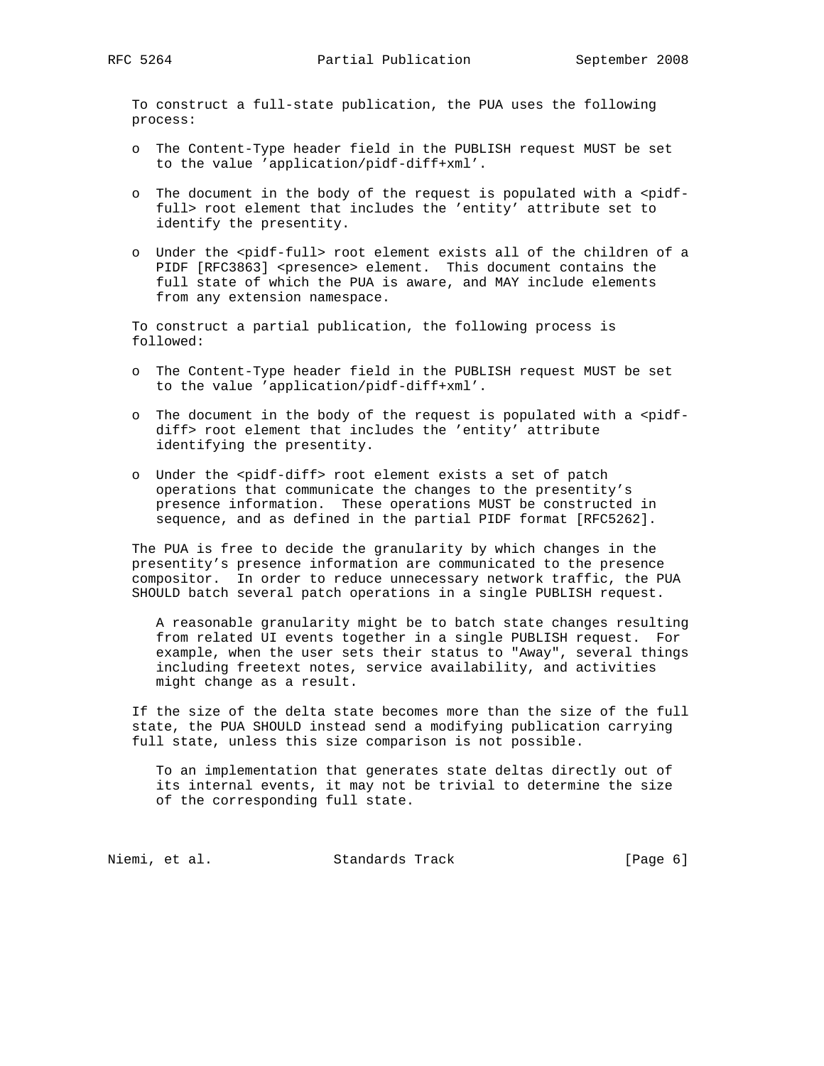To construct a full-state publication, the PUA uses the following process:

- The Content-Type header field in the PUBLISH request MUST be set to the value 'application/pidf-diff+xml'.

- The document in the body of the request is populated with a <pidf-full> root element that includes the 'entity' attribute set to identify the presentity.

- Under the <pidf-full> root element exists all of the children of a PIDF [RFC3863] <presence> element. This document contains the full state of which the PUA is aware, and MAY include elements from any extension namespace.

To construct a partial publication, the following process is followed:

- The Content-Type header field in the PUBLISH request MUST be set to the value 'application/pidf-diff+xml'.

- The document in the body of the request is populated with a <pidf-diff> root element that includes the 'entity' attribute identifying the presentity.

- Under the <pidf-diff> root element exists a set of patch operations that communicate the changes to the presentity's presence information. These operations MUST be constructed in sequence, and as defined in the partial PIDF format [RFC5262].

The PUA is free to decide the granularity by which changes in the presentity's presence information are communicated to the presence compositor. In order to reduce unnecessary network traffic, the PUA SHOULD batch several patch operations in a single PUBLISH request.

> A reasonable granularity might be to batch state changes resulting from related UI events together in a single PUBLISH request. For example, when the user sets their status to "Away", several things including freetext notes, service availability, and activities might change as a result.

If the size of the delta state becomes more than the size of the full state, the PUA SHOULD instead send a modifying publication carrying full state, unless this size comparison is not possible.

> To an implementation that generates state deltas directly out of its internal events, it may not be trivial to determine the size of the corresponding full state.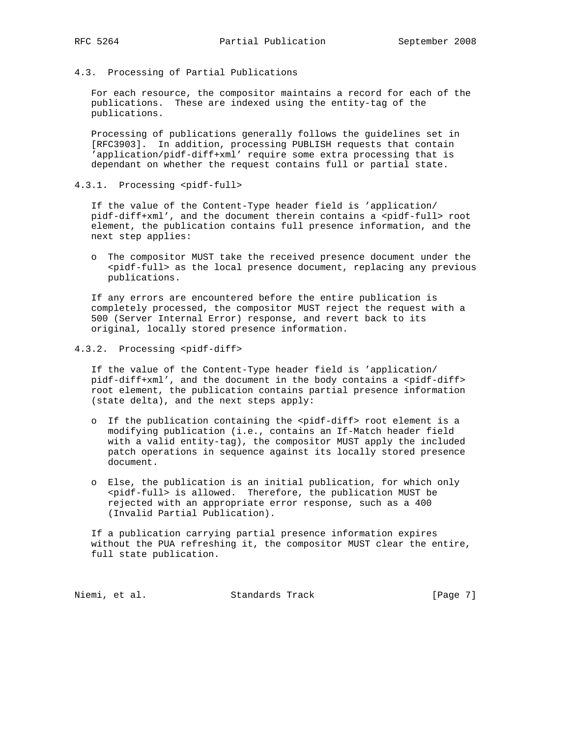### 4.3. Processing of Partial Publications

For each resource, the compositor maintains a record for each of the publications. These are indexed using the entity-tag of the publications.

Processing of publications generally follows the guidelines set in [RFC3903]. In addition, processing PUBLISH requests that contain 'application/pidf-diff+xml' require some extra processing that is dependant on whether the request contains full or partial state.

#### 4.3.1. Processing <pidf-full>

If the value of the Content-Type header field is 'application/pidf-diff+xml', and the document therein contains a <pidf-full> root element, the publication contains full presence information, and the next step applies:

- The compositor MUST take the received presence document under the <pidf-full> as the local presence document, replacing any previous publications.

If any errors are encountered before the entire publication is completely processed, the compositor MUST reject the request with a 500 (Server Internal Error) response, and revert back to its original, locally stored presence information.

#### 4.3.2. Processing <pidf-diff>

If the value of the Content-Type header field is 'application/pidf-diff+xml', and the document in the body contains a <pidf-diff> root element, the publication contains partial presence information (state delta), and the next steps apply:

- If the publication containing the <pidf-diff> root element is a modifying publication (i.e., contains an If-Match header field with a valid entity-tag), the compositor MUST apply the included patch operations in sequence against its locally stored presence document.

- Else, the publication is an initial publication, for which only <pidf-full> is allowed. Therefore, the publication MUST be rejected with an appropriate error response, such as a 400 (Invalid Partial Publication).

If a publication carrying partial presence information expires without the PUA refreshing it, the compositor MUST clear the entire, full state publication.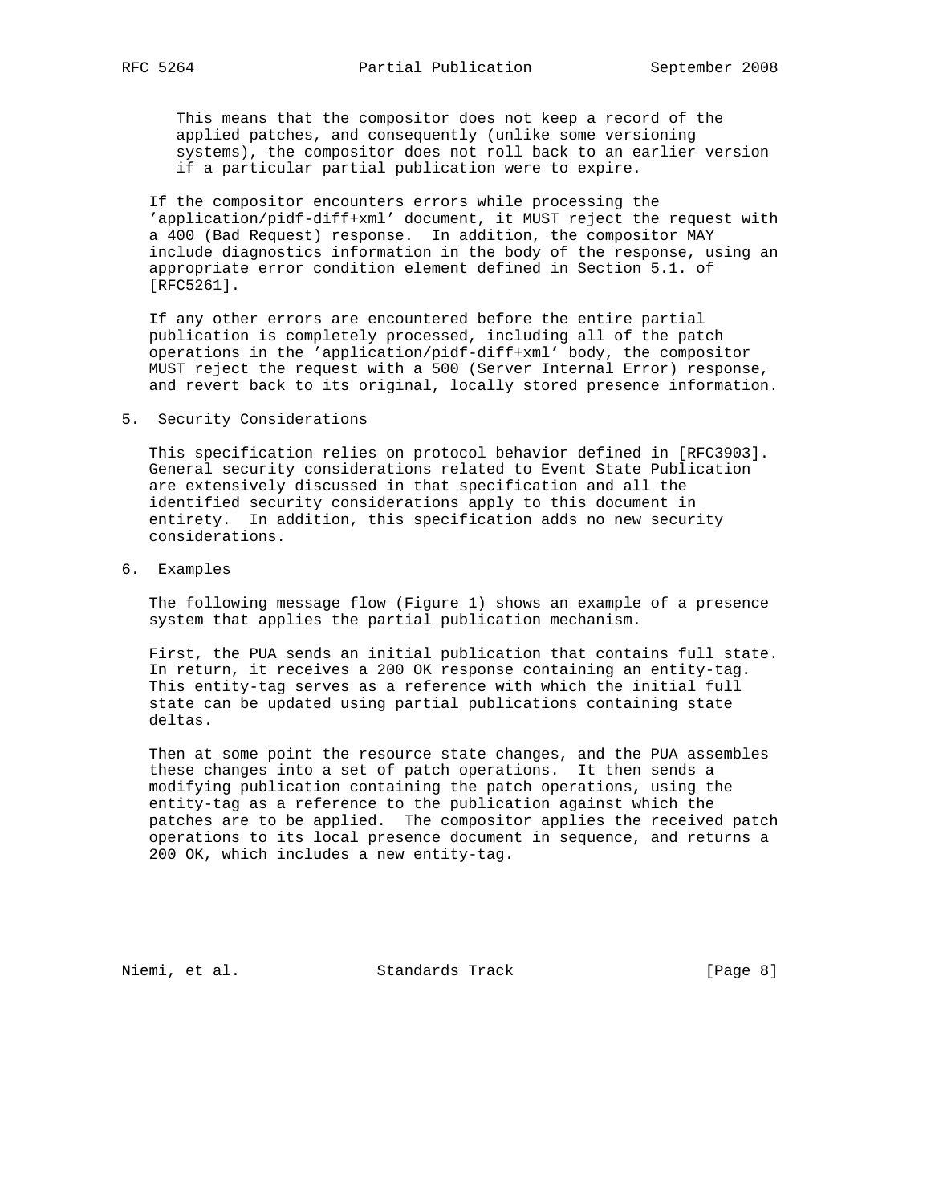This means that the compositor does not keep a record of the applied patches, and consequently (unlike some versioning systems), the compositor does not roll back to an earlier version if a particular partial publication were to expire.

If the compositor encounters errors while processing the 'application/pidf-diff+xml' document, it MUST reject the request with a 400 (Bad Request) response. In addition, the compositor MAY include diagnostics information in the body of the response, using an appropriate error condition element defined in Section 5.1. of [RFC5261].

If any other errors are encountered before the entire partial publication is completely processed, including all of the patch operations in the 'application/pidf-diff+xml' body, the compositor MUST reject the request with a 500 (Server Internal Error) response, and revert back to its original, locally stored presence information.

## 5. Security Considerations

This specification relies on protocol behavior defined in [RFC3903]. General security considerations related to Event State Publication are extensively discussed in that specification and all the identified security considerations apply to this document in entirety. In addition, this specification adds no new security considerations.

## 6. Examples

The following message flow (Figure 1) shows an example of a presence system that applies the partial publication mechanism.

First, the PUA sends an initial publication that contains full state. In return, it receives a 200 OK response containing an entity-tag. This entity-tag serves as a reference with which the initial full state can be updated using partial publications containing state deltas.

Then at some point the resource state changes, and the PUA assembles these changes into a set of patch operations. It then sends a modifying publication containing the patch operations, using the entity-tag as a reference to the publication against which the patches are to be applied. The compositor applies the received patch operations to its local presence document in sequence, and returns a 200 OK, which includes a new entity-tag.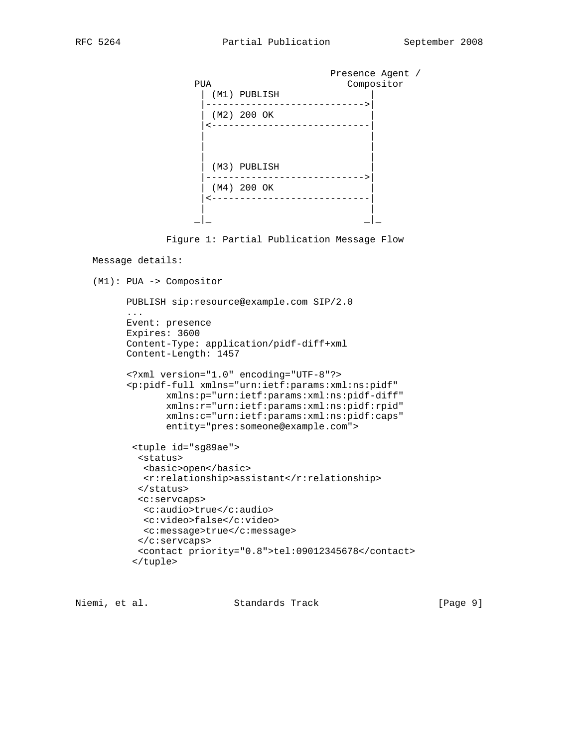```
                                         Presence Agent /
                    PUA                     Compositor
                     | (M1) PUBLISH              |
                     |-------------------------->|
                     | (M2) 200 OK               |
                     |<--------------------------|
                     |                           |
                     |                           |
                     |                           |
                     | (M3) PUBLISH              |
                     |-------------------------->|
                     | (M4) 200 OK               |
                     |<--------------------------|
                     |                           |
                    _|_                         _|_
```

Figure 1: Partial Publication Message Flow

Message details:

(M1): PUA -> Compositor

```
PUBLISH sip:resource@example.com SIP/2.0
...
Event: presence
Expires: 3600
Content-Type: application/pidf-diff+xml
Content-Length: 1457

<?xml version="1.0" encoding="UTF-8"?>
<p:pidf-full xmlns="urn:ietf:params:xml:ns:pidf"
       xmlns:p="urn:ietf:params:xml:ns:pidf-diff"
       xmlns:r="urn:ietf:params:xml:ns:pidf:rpid"
       xmlns:c="urn:ietf:params:xml:ns:pidf:caps"
       entity="pres:someone@example.com">

 <tuple id="sg89ae">
  <status>
   <basic>open</basic>
   <r:relationship>assistant</r:relationship>
  </status>
  <c:servcaps>
   <c:audio>true</c:audio>
   <c:video>false</c:video>
   <c:message>true</c:message>
  </c:servcaps>
  <contact priority="0.8">tel:09012345678</contact>
 </tuple>
```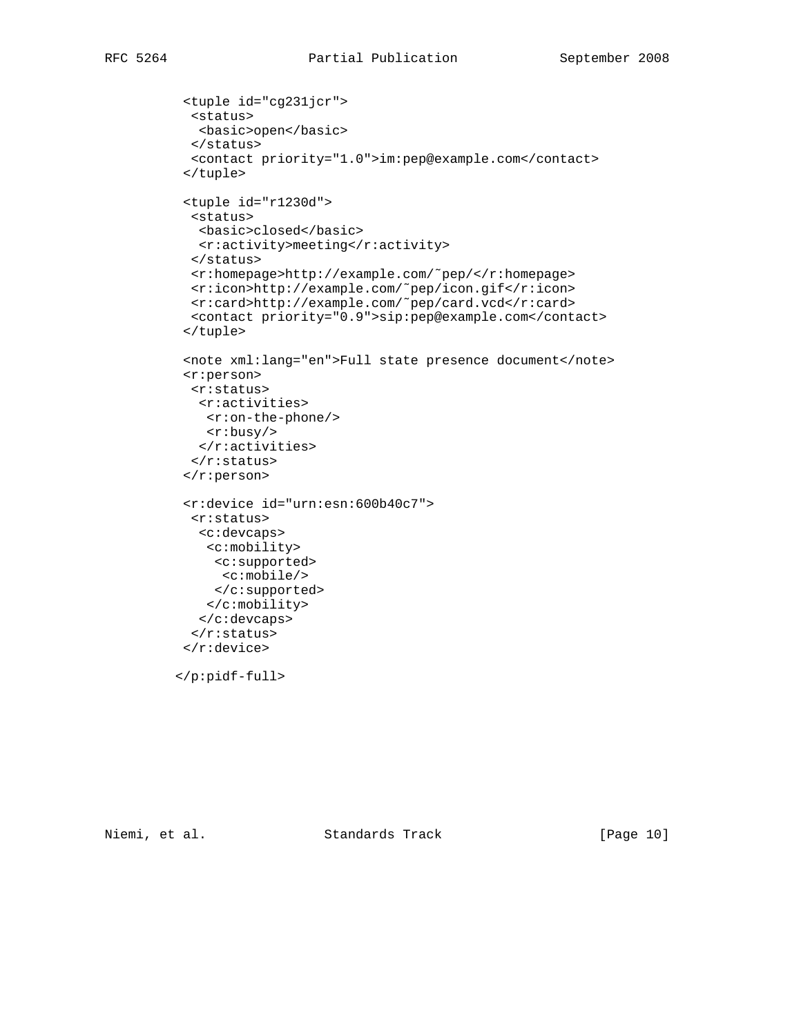```
   <tuple id="cg231jcr">
    <status>
     <basic>open</basic>
    </status>
    <contact priority="1.0">im:pep@example.com</contact>
   </tuple>

   <tuple id="r1230d">
    <status>
     <basic>closed</basic>
     <r:activity>meeting</r:activity>
    </status>
    <r:homepage>http://example.com/~pep/</r:homepage>
    <r:icon>http://example.com/~pep/icon.gif</r:icon>
    <r:card>http://example.com/~pep/card.vcd</r:card>
    <contact priority="0.9">sip:pep@example.com</contact>
   </tuple>

   <note xml:lang="en">Full state presence document</note>
   <r:person>
    <r:status>
     <r:activities>
      <r:on-the-phone/>
      <r:busy/>
     </r:activities>
    </r:status>
   </r:person>

   <r:device id="urn:esn:600b40c7">
    <r:status>
     <c:devcaps>
      <c:mobility>
       <c:supported>
        <c:mobile/>
       </c:supported>
      </c:mobility>
     </c:devcaps>
    </r:status>
   </r:device>

  </p:pidf-full>
```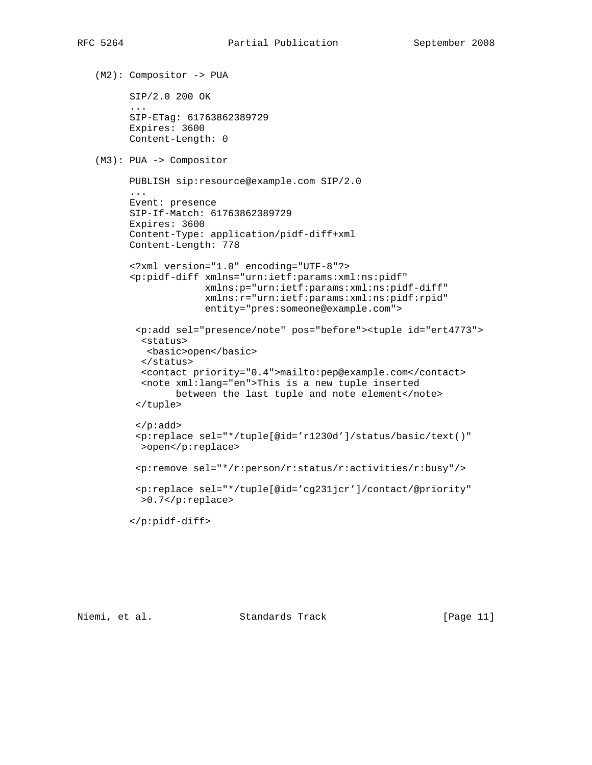(M2): Compositor -> PUA

```
SIP/2.0 200 OK
...
SIP-ETag: 61763862389729
Expires: 3600
Content-Length: 0
```

(M3): PUA -> Compositor

```
PUBLISH sip:resource@example.com SIP/2.0
...
Event: presence
SIP-If-Match: 61763862389729
Expires: 3600
Content-Type: application/pidf-diff+xml
Content-Length: 778

<?xml version="1.0" encoding="UTF-8"?>
<p:pidf-diff xmlns="urn:ietf:params:xml:ns:pidf"
             xmlns:p="urn:ietf:params:xml:ns:pidf-diff"
             xmlns:r="urn:ietf:params:xml:ns:pidf:rpid"
             entity="pres:someone@example.com">

 <p:add sel="presence/note" pos="before"><tuple id="ert4773">
  <status>
   <basic>open</basic>
  </status>
  <contact priority="0.4">mailto:pep@example.com</contact>
  <note xml:lang="en">This is a new tuple inserted
       between the last tuple and note element</note>
 </tuple>

 </p:add>
 <p:replace sel="*/tuple[@id='r1230d']/status/basic/text()"
  >open</p:replace>

 <p:remove sel="*/r:person/r:status/r:activities/r:busy"/>

 <p:replace sel="*/tuple[@id='cg231jcr']/contact/@priority"
  >0.7</p:replace>

</p:pidf-diff>
```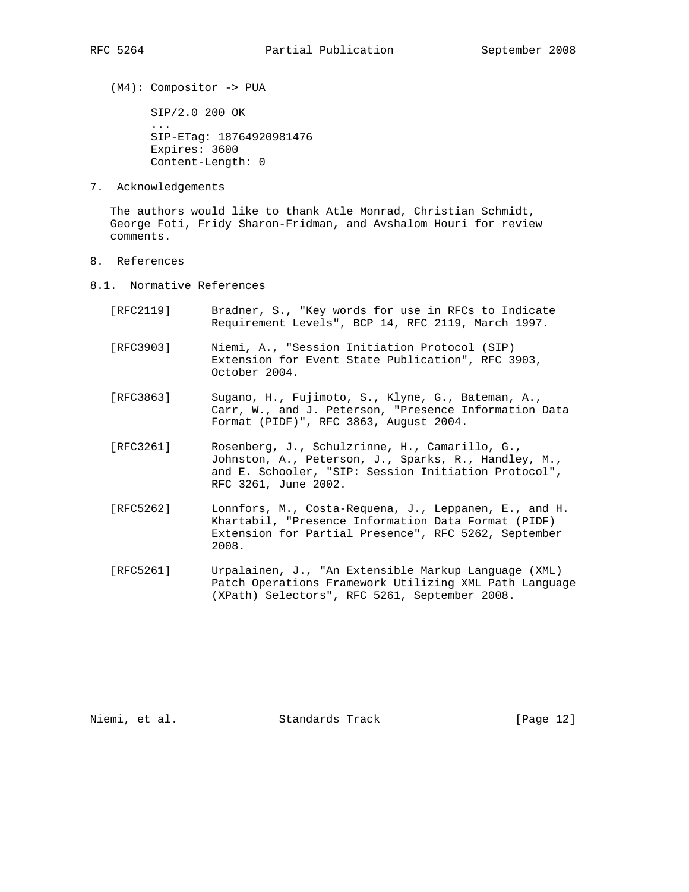(M4): Compositor -> PUA

```
SIP/2.0 200 OK
...
SIP-ETag: 18764920981476
Expires: 3600
Content-Length: 0
```

## 7. Acknowledgements

The authors would like to thank Atle Monrad, Christian Schmidt, George Foti, Fridy Sharon-Fridman, and Avshalom Houri for review comments.

## 8. References

### 8.1. Normative References

[RFC2119] Bradner, S., "Key words for use in RFCs to Indicate Requirement Levels", BCP 14, RFC 2119, March 1997.

[RFC3903] Niemi, A., "Session Initiation Protocol (SIP) Extension for Event State Publication", RFC 3903, October 2004.

[RFC3863] Sugano, H., Fujimoto, S., Klyne, G., Bateman, A., Carr, W., and J. Peterson, "Presence Information Data Format (PIDF)", RFC 3863, August 2004.

[RFC3261] Rosenberg, J., Schulzrinne, H., Camarillo, G., Johnston, A., Peterson, J., Sparks, R., Handley, M., and E. Schooler, "SIP: Session Initiation Protocol", RFC 3261, June 2002.

[RFC5262] Lonnfors, M., Costa-Requena, J., Leppanen, E., and H. Khartabil, "Presence Information Data Format (PIDF) Extension for Partial Presence", RFC 5262, September 2008.

[RFC5261] Urpalainen, J., "An Extensible Markup Language (XML) Patch Operations Framework Utilizing XML Path Language (XPath) Selectors", RFC 5261, September 2008.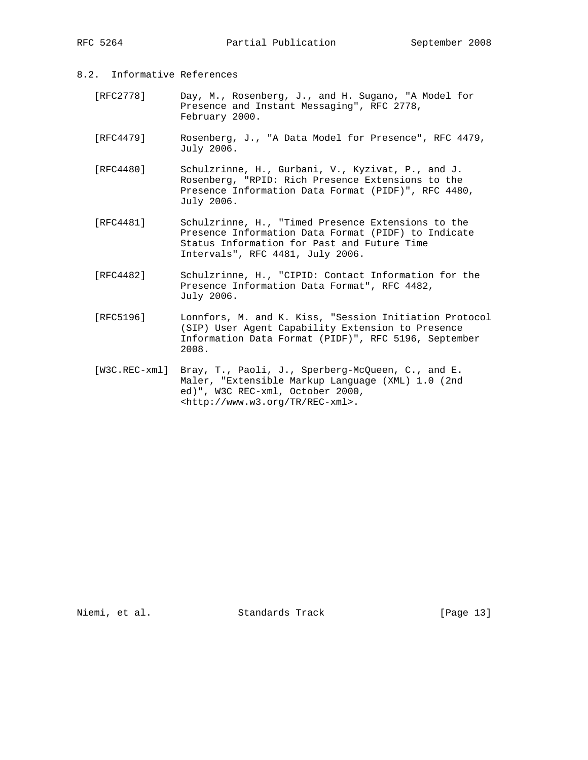### 8.2. Informative References

[RFC2778] Day, M., Rosenberg, J., and H. Sugano, "A Model for Presence and Instant Messaging", RFC 2778, February 2000.

[RFC4479] Rosenberg, J., "A Data Model for Presence", RFC 4479, July 2006.

[RFC4480] Schulzrinne, H., Gurbani, V., Kyzivat, P., and J. Rosenberg, "RPID: Rich Presence Extensions to the Presence Information Data Format (PIDF)", RFC 4480, July 2006.

[RFC4481] Schulzrinne, H., "Timed Presence Extensions to the Presence Information Data Format (PIDF) to Indicate Status Information for Past and Future Time Intervals", RFC 4481, July 2006.

[RFC4482] Schulzrinne, H., "CIPID: Contact Information for the Presence Information Data Format", RFC 4482, July 2006.

[RFC5196] Lonnfors, M. and K. Kiss, "Session Initiation Protocol (SIP) User Agent Capability Extension to Presence Information Data Format (PIDF)", RFC 5196, September 2008.

[W3C.REC-xml] Bray, T., Paoli, J., Sperberg-McQueen, C., and E. Maler, "Extensible Markup Language (XML) 1.0 (2nd ed)", W3C REC-xml, October 2000, <http://www.w3.org/TR/REC-xml>.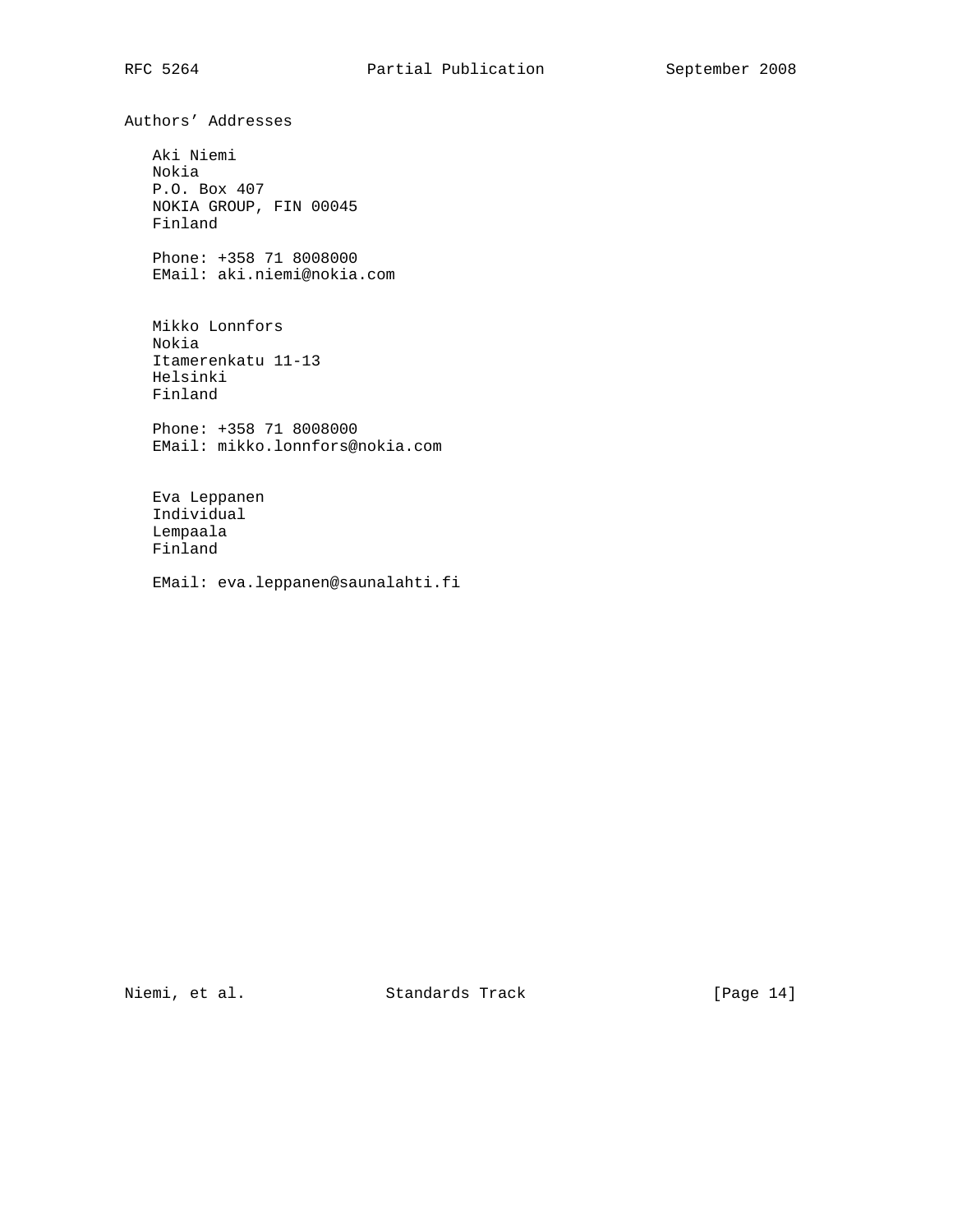## Authors' Addresses

Aki Niemi
Nokia
P.O. Box 407
NOKIA GROUP, FIN 00045
Finland

Phone: +358 71 8008000
EMail: aki.niemi@nokia.com

Mikko Lonnfors
Nokia
Itamerenkatu 11-13
Helsinki
Finland

Phone: +358 71 8008000
EMail: mikko.lonnfors@nokia.com

Eva Leppanen
Individual
Lempaala
Finland

EMail: eva.leppanen@saunalahti.fi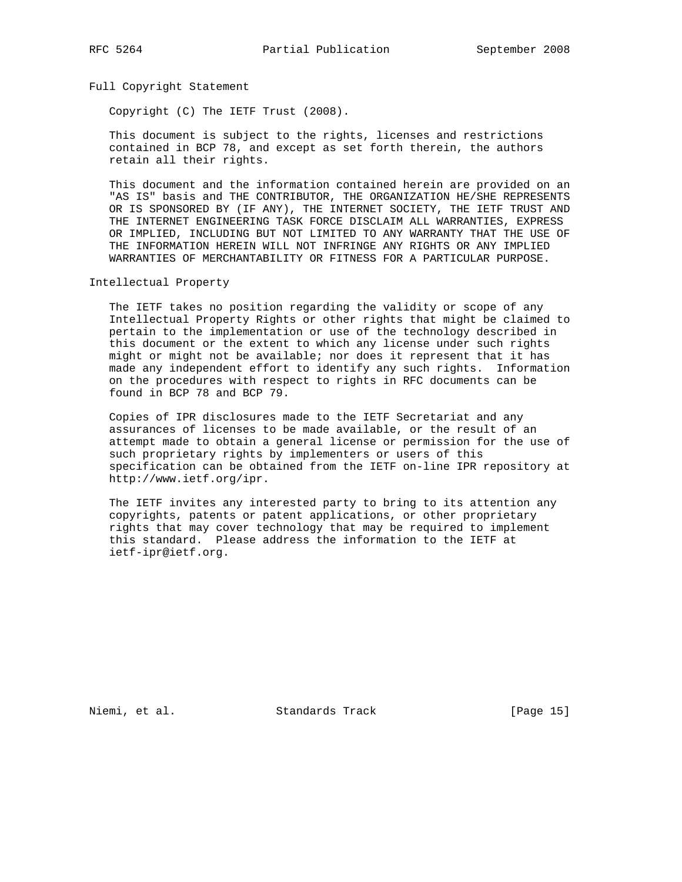## Full Copyright Statement

Copyright (C) The IETF Trust (2008).

This document is subject to the rights, licenses and restrictions contained in BCP 78, and except as set forth therein, the authors retain all their rights.

This document and the information contained herein are provided on an "AS IS" basis and THE CONTRIBUTOR, THE ORGANIZATION HE/SHE REPRESENTS OR IS SPONSORED BY (IF ANY), THE INTERNET SOCIETY, THE IETF TRUST AND THE INTERNET ENGINEERING TASK FORCE DISCLAIM ALL WARRANTIES, EXPRESS OR IMPLIED, INCLUDING BUT NOT LIMITED TO ANY WARRANTY THAT THE USE OF THE INFORMATION HEREIN WILL NOT INFRINGE ANY RIGHTS OR ANY IMPLIED WARRANTIES OF MERCHANTABILITY OR FITNESS FOR A PARTICULAR PURPOSE.

## Intellectual Property

The IETF takes no position regarding the validity or scope of any Intellectual Property Rights or other rights that might be claimed to pertain to the implementation or use of the technology described in this document or the extent to which any license under such rights might or might not be available; nor does it represent that it has made any independent effort to identify any such rights. Information on the procedures with respect to rights in RFC documents can be found in BCP 78 and BCP 79.

Copies of IPR disclosures made to the IETF Secretariat and any assurances of licenses to be made available, or the result of an attempt made to obtain a general license or permission for the use of such proprietary rights by implementers or users of this specification can be obtained from the IETF on-line IPR repository at http://www.ietf.org/ipr.

The IETF invites any interested party to bring to its attention any copyrights, patents or patent applications, or other proprietary rights that may cover technology that may be required to implement this standard. Please address the information to the IETF at ietf-ipr@ietf.org.